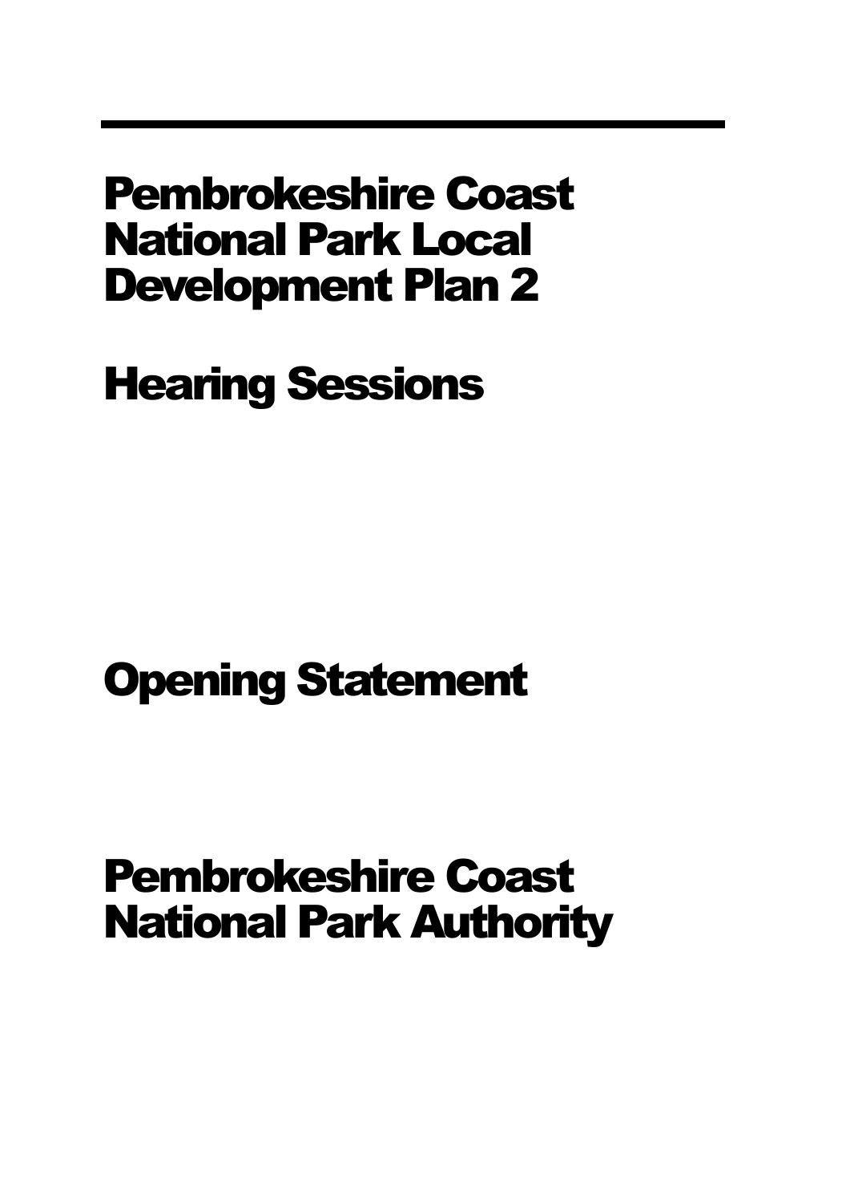---

# Pembrokeshire Coast National Park Local Development Plan 2

# Hearing Sessions

# Opening Statement

# Pembrokeshire Coast National Park Authority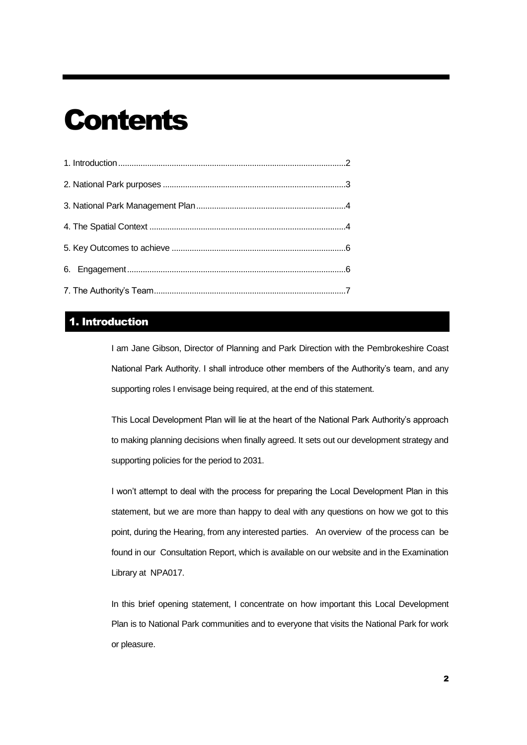# Contents

1. Introduction ..................................................................................................2
2. National Park purposes ................................................................................3
3. National Park Management Plan .................................................................4
4. The Spatial Context ......................................................................................4
5. Key Outcomes to achieve ............................................................................6
6. Engagement .................................................................................................6
7. The Authority's Team ...................................................................................7

## 1. Introduction

I am Jane Gibson, Director of Planning and Park Direction with the Pembrokeshire Coast National Park Authority. I shall introduce other members of the Authority's team, and any supporting roles I envisage being required, at the end of this statement.

This Local Development Plan will lie at the heart of the National Park Authority's approach to making planning decisions when finally agreed. It sets out our development strategy and supporting policies for the period to 2031.

I won't attempt to deal with the process for preparing the Local Development Plan in this statement, but we are more than happy to deal with any questions on how we got to this point, during the Hearing, from any interested parties. An overview of the process can be found in our Consultation Report, which is available on our website and in the Examination Library at NPA017.

In this brief opening statement, I concentrate on how important this Local Development Plan is to National Park communities and to everyone that visits the National Park for work or pleasure.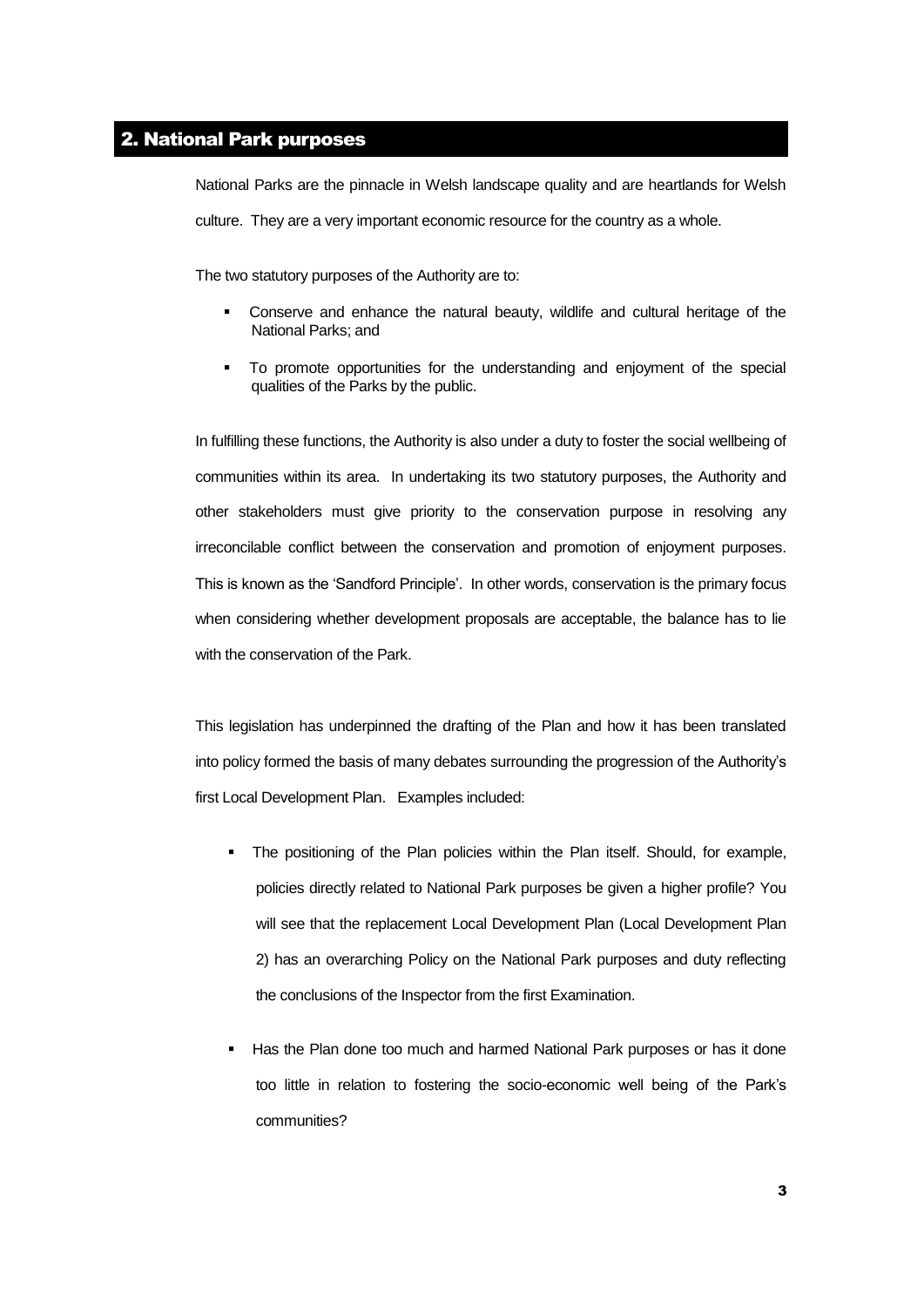## 2. National Park purposes

National Parks are the pinnacle in Welsh landscape quality and are heartlands for Welsh culture. They are a very important economic resource for the country as a whole.

The two statutory purposes of the Authority are to:

- Conserve and enhance the natural beauty, wildlife and cultural heritage of the National Parks; and
- To promote opportunities for the understanding and enjoyment of the special qualities of the Parks by the public.

In fulfilling these functions, the Authority is also under a duty to foster the social wellbeing of communities within its area. In undertaking its two statutory purposes, the Authority and other stakeholders must give priority to the conservation purpose in resolving any irreconcilable conflict between the conservation and promotion of enjoyment purposes. This is known as the 'Sandford Principle'. In other words, conservation is the primary focus when considering whether development proposals are acceptable, the balance has to lie with the conservation of the Park.

This legislation has underpinned the drafting of the Plan and how it has been translated into policy formed the basis of many debates surrounding the progression of the Authority's first Local Development Plan. Examples included:

- The positioning of the Plan policies within the Plan itself. Should, for example, policies directly related to National Park purposes be given a higher profile? You will see that the replacement Local Development Plan (Local Development Plan 2) has an overarching Policy on the National Park purposes and duty reflecting the conclusions of the Inspector from the first Examination.
- Has the Plan done too much and harmed National Park purposes or has it done too little in relation to fostering the socio-economic well being of the Park's communities?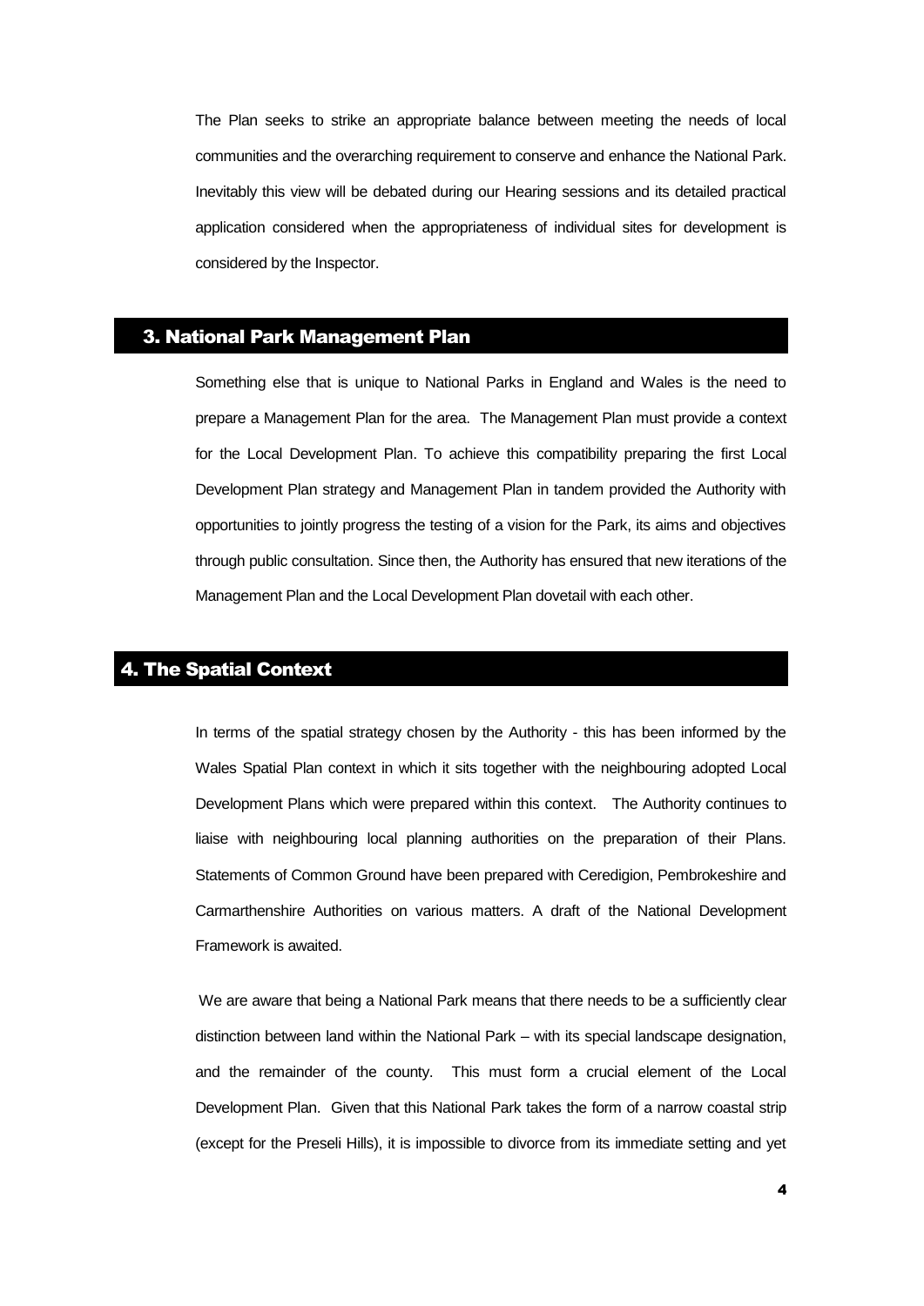The Plan seeks to strike an appropriate balance between meeting the needs of local communities and the overarching requirement to conserve and enhance the National Park. Inevitably this view will be debated during our Hearing sessions and its detailed practical application considered when the appropriateness of individual sites for development is considered by the Inspector.

## 3. National Park Management Plan

Something else that is unique to National Parks in England and Wales is the need to prepare a Management Plan for the area. The Management Plan must provide a context for the Local Development Plan. To achieve this compatibility preparing the first Local Development Plan strategy and Management Plan in tandem provided the Authority with opportunities to jointly progress the testing of a vision for the Park, its aims and objectives through public consultation. Since then, the Authority has ensured that new iterations of the Management Plan and the Local Development Plan dovetail with each other.

## 4. The Spatial Context

In terms of the spatial strategy chosen by the Authority - this has been informed by the Wales Spatial Plan context in which it sits together with the neighbouring adopted Local Development Plans which were prepared within this context. The Authority continues to liaise with neighbouring local planning authorities on the preparation of their Plans. Statements of Common Ground have been prepared with Ceredigion, Pembrokeshire and Carmarthenshire Authorities on various matters. A draft of the National Development Framework is awaited.

We are aware that being a National Park means that there needs to be a sufficiently clear distinction between land within the National Park – with its special landscape designation, and the remainder of the county. This must form a crucial element of the Local Development Plan. Given that this National Park takes the form of a narrow coastal strip (except for the Preseli Hills), it is impossible to divorce from its immediate setting and yet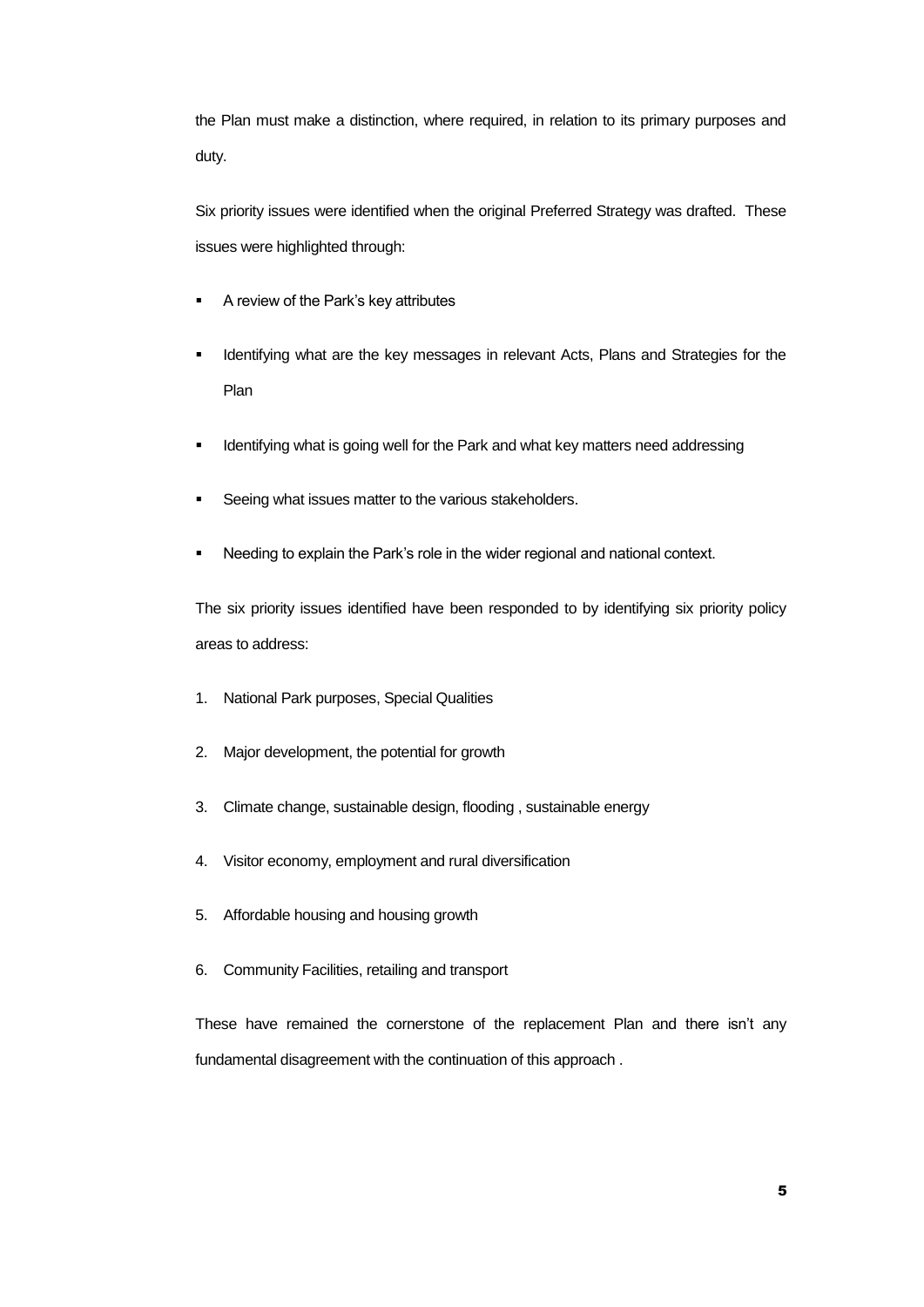the Plan must make a distinction, where required, in relation to its primary purposes and duty.

Six priority issues were identified when the original Preferred Strategy was drafted. These issues were highlighted through:

- A review of the Park's key attributes
- Identifying what are the key messages in relevant Acts, Plans and Strategies for the Plan
- Identifying what is going well for the Park and what key matters need addressing
- Seeing what issues matter to the various stakeholders.
- Needing to explain the Park's role in the wider regional and national context.

The six priority issues identified have been responded to by identifying six priority policy areas to address:

1. National Park purposes, Special Qualities
2. Major development, the potential for growth
3. Climate change, sustainable design, flooding , sustainable energy
4. Visitor economy, employment and rural diversification
5. Affordable housing and housing growth
6. Community Facilities, retailing and transport

These have remained the cornerstone of the replacement Plan and there isn't any fundamental disagreement with the continuation of this approach .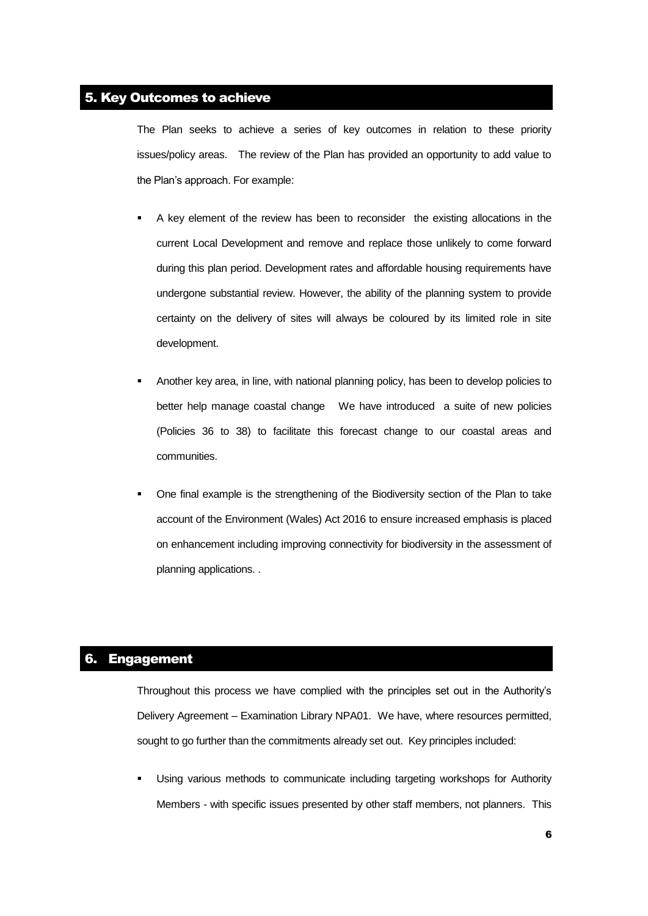## 5. Key Outcomes to achieve

The Plan seeks to achieve a series of key outcomes in relation to these priority issues/policy areas. The review of the Plan has provided an opportunity to add value to the Plan's approach. For example:

- A key element of the review has been to reconsider the existing allocations in the current Local Development and remove and replace those unlikely to come forward during this plan period. Development rates and affordable housing requirements have undergone substantial review. However, the ability of the planning system to provide certainty on the delivery of sites will always be coloured by its limited role in site development.
- Another key area, in line, with national planning policy, has been to develop policies to better help manage coastal change We have introduced a suite of new policies (Policies 36 to 38) to facilitate this forecast change to our coastal areas and communities.
- One final example is the strengthening of the Biodiversity section of the Plan to take account of the Environment (Wales) Act 2016 to ensure increased emphasis is placed on enhancement including improving connectivity for biodiversity in the assessment of planning applications. .

## 6. Engagement

Throughout this process we have complied with the principles set out in the Authority's Delivery Agreement – Examination Library NPA01. We have, where resources permitted, sought to go further than the commitments already set out. Key principles included:

- Using various methods to communicate including targeting workshops for Authority Members - with specific issues presented by other staff members, not planners. This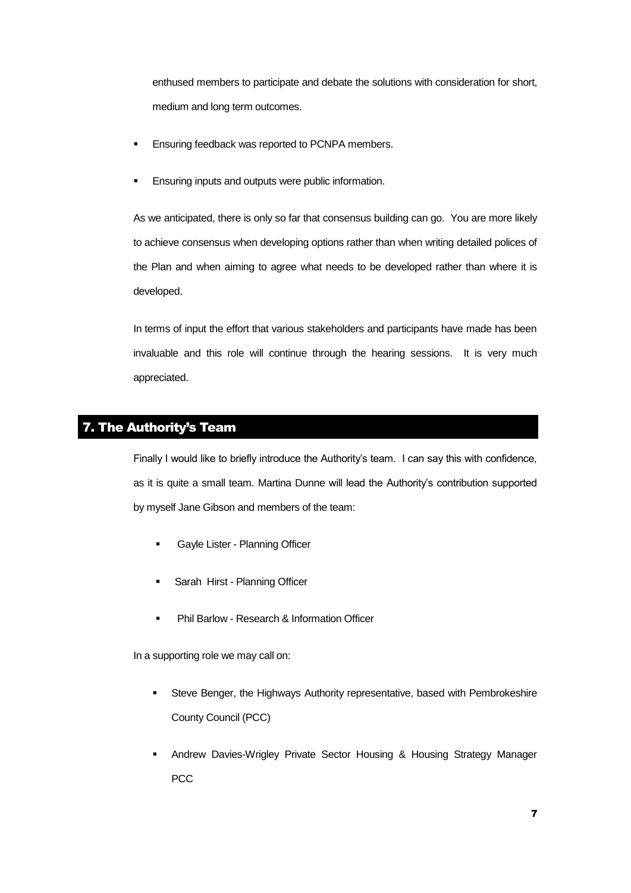enthused members to participate and debate the solutions with consideration for short, medium and long term outcomes.

- Ensuring feedback was reported to PCNPA members.
- Ensuring inputs and outputs were public information.

As we anticipated, there is only so far that consensus building can go. You are more likely to achieve consensus when developing options rather than when writing detailed polices of the Plan and when aiming to agree what needs to be developed rather than where it is developed.

In terms of input the effort that various stakeholders and participants have made has been invaluable and this role will continue through the hearing sessions. It is very much appreciated.

## 7. The Authority's Team

Finally I would like to briefly introduce the Authority's team. I can say this with confidence, as it is quite a small team. Martina Dunne will lead the Authority's contribution supported by myself Jane Gibson and members of the team:

- Gayle Lister - Planning Officer
- Sarah Hirst - Planning Officer
- Phil Barlow - Research & Information Officer

In a supporting role we may call on:

- Steve Benger, the Highways Authority representative, based with Pembrokeshire County Council (PCC)
- Andrew Davies-Wrigley Private Sector Housing & Housing Strategy Manager PCC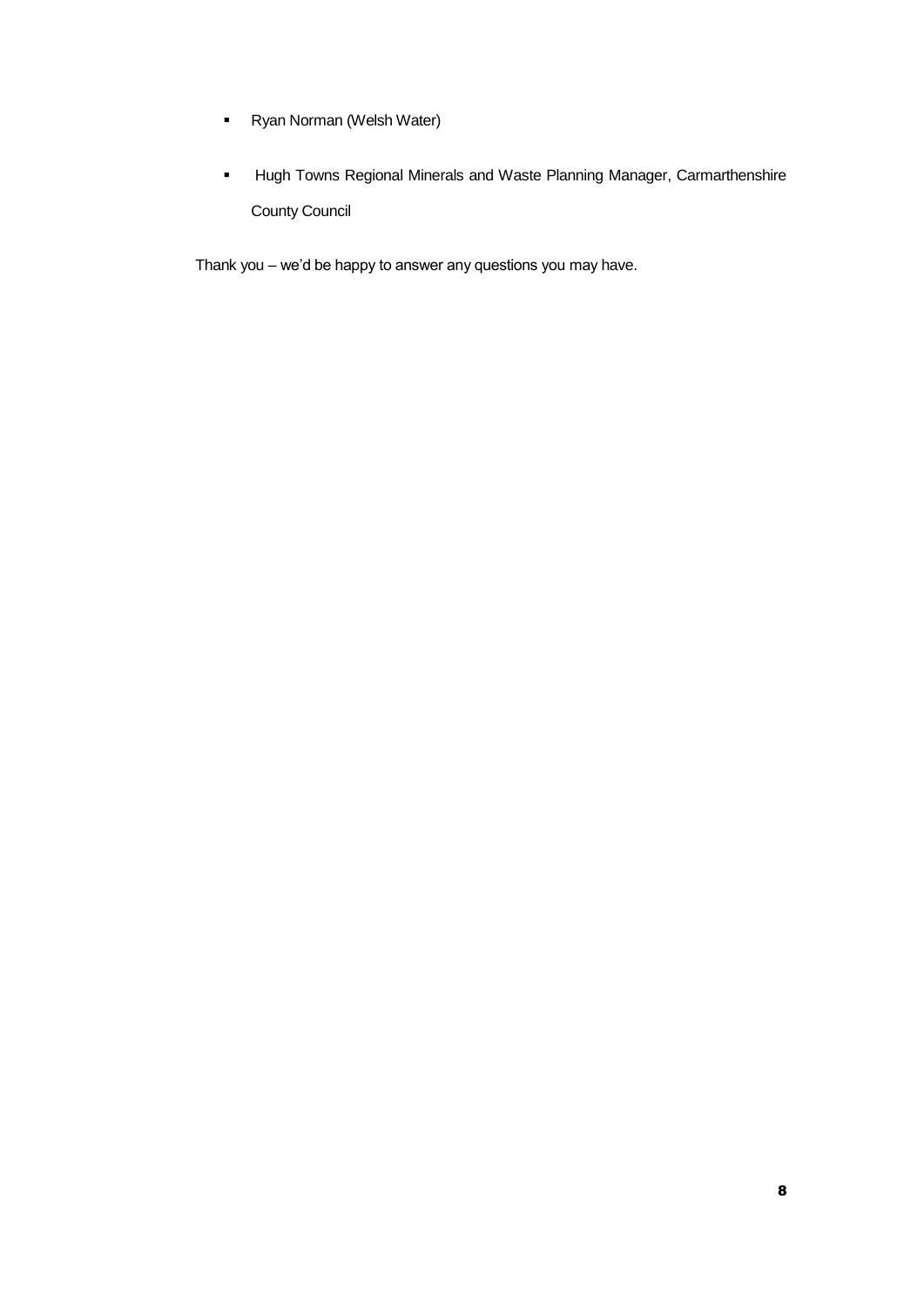- Ryan Norman (Welsh Water)
- Hugh Towns Regional Minerals and Waste Planning Manager, Carmarthenshire County Council

Thank you – we'd be happy to answer any questions you may have.